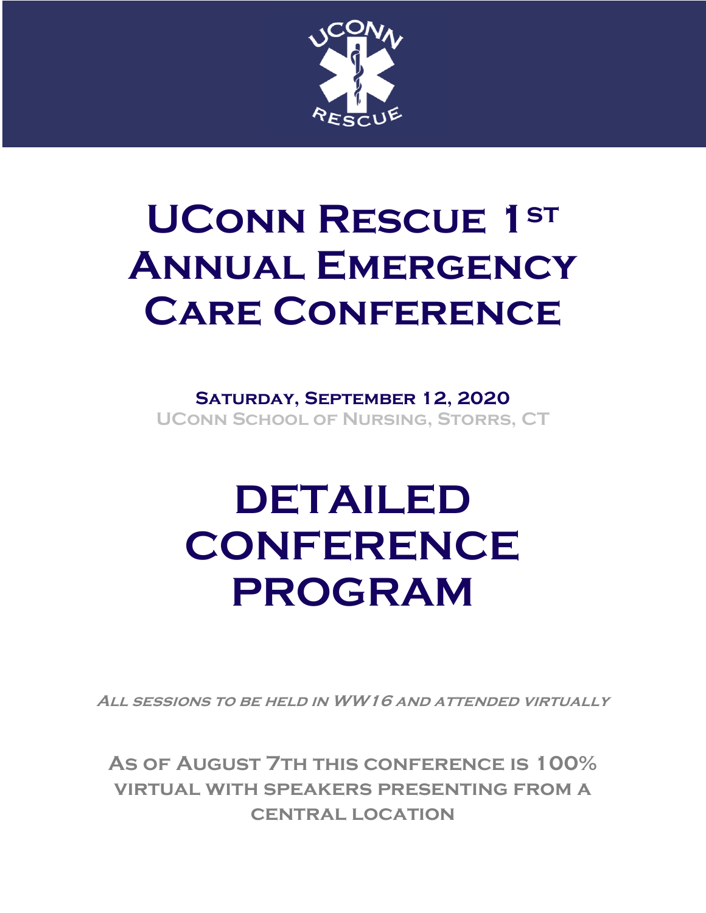# UConn Rescue 1st Annual Emergency Care Conference

**Saturday, September 12, 2020**

UConn School of Nursing, Storrs, CT

# DETAILED CONFERENCE PROGRAM

*All sessions to be held in WW16 and attended virtually*

**As of August 7th this conference is 100% virtual with speakers presenting from a central location**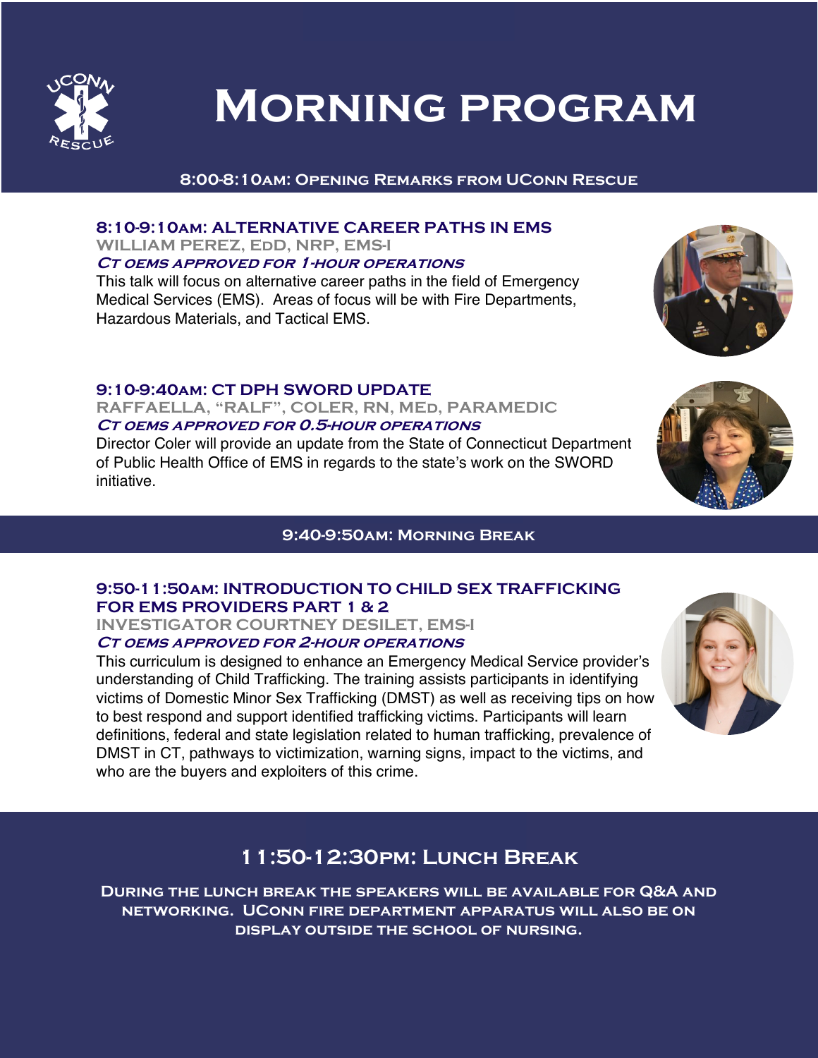# Morning program

**8:00-8:10am: Opening Remarks from UConn Rescue**

### 8:10-9:10am: ALTERNATIVE CAREER PATHS IN EMS

**WILLIAM PEREZ, EdD, NRP, EMS-I**

***CT OEMS APPROVED FOR 1-HOUR OPERATIONS***

This talk will focus on alternative career paths in the field of Emergency Medical Services (EMS). Areas of focus will be with Fire Departments, Hazardous Materials, and Tactical EMS.

### 9:10-9:40am: CT DPH SWORD UPDATE

**RAFFAELLA, "RALF", COLER, RN, MEd, PARAMEDIC**

***CT OEMS APPROVED FOR 0.5-HOUR OPERATIONS***

Director Coler will provide an update from the State of Connecticut Department of Public Health Office of EMS in regards to the state's work on the SWORD initiative.

**9:40-9:50am: Morning Break**

### 9:50-11:50am: INTRODUCTION TO CHILD SEX TRAFFICKING FOR EMS PROVIDERS PART 1 & 2

**INVESTIGATOR COURTNEY DESILET, EMS-I**

***CT OEMS APPROVED FOR 2-HOUR OPERATIONS***

This curriculum is designed to enhance an Emergency Medical Service provider's understanding of Child Trafficking. The training assists participants in identifying victims of Domestic Minor Sex Trafficking (DMST) as well as receiving tips on how to best respond and support identified trafficking victims. Participants will learn definitions, federal and state legislation related to human trafficking, prevalence of DMST in CT, pathways to victimization, warning signs, impact to the victims, and who are the buyers and exploiters of this crime.

## 11:50-12:30pm: Lunch Break

**During the lunch break the speakers will be available for Q&A and networking. UConn fire department apparatus will also be on display outside the school of nursing.**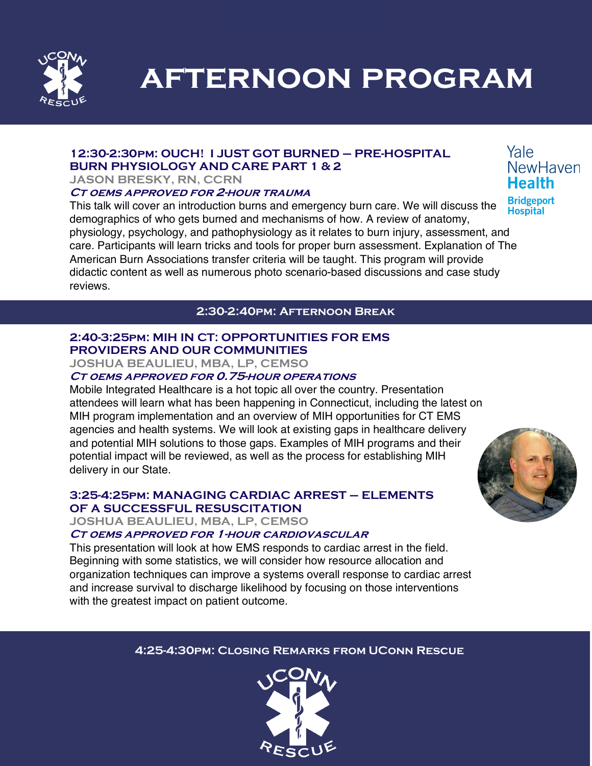# AFTERNOON PROGRAM

### 12:30-2:30pm: OUCH! I JUST GOT BURNED – PRE-HOSPITAL BURN PHYSIOLOGY AND CARE PART 1 & 2

**JASON BRESKY, RN, CCRN**

***CT OEMS APPROVED FOR 2-HOUR TRAUMA***

Yale NewHaven Health
Bridgeport Hospital

This talk will cover an introduction burns and emergency burn care. We will discuss the demographics of who gets burned and mechanisms of how. A review of anatomy, physiology, psychology, and pathophysiology as it relates to burn injury, assessment, and care. Participants will learn tricks and tools for proper burn assessment. Explanation of The American Burn Associations transfer criteria will be taught. This program will provide didactic content as well as numerous photo scenario-based discussions and case study reviews.

**2:30-2:40pm: Afternoon Break**

### 2:40-3:25pm: MIH IN CT: OPPORTUNITIES FOR EMS PROVIDERS AND OUR COMMUNITIES

**JOSHUA BEAULIEU, MBA, LP, CEMSO**

***CT OEMS APPROVED FOR 0.75-HOUR OPERATIONS***

Mobile Integrated Healthcare is a hot topic all over the country. Presentation attendees will learn what has been happening in Connecticut, including the latest on MIH program implementation and an overview of MIH opportunities for CT EMS agencies and health systems. We will look at existing gaps in healthcare delivery and potential MIH solutions to those gaps. Examples of MIH programs and their potential impact will be reviewed, as well as the process for establishing MIH delivery in our State.

### 3:25-4:25pm: MANAGING CARDIAC ARREST – ELEMENTS OF A SUCCESSFUL RESUSCITATION

**JOSHUA BEAULIEU, MBA, LP, CEMSO**

***CT OEMS APPROVED FOR 1-HOUR CARDIOVASCULAR***

This presentation will look at how EMS responds to cardiac arrest in the field. Beginning with some statistics, we will consider how resource allocation and organization techniques can improve a systems overall response to cardiac arrest and increase survival to discharge likelihood by focusing on those interventions with the greatest impact on patient outcome.

**4:25-4:30pm: Closing Remarks from UConn Rescue**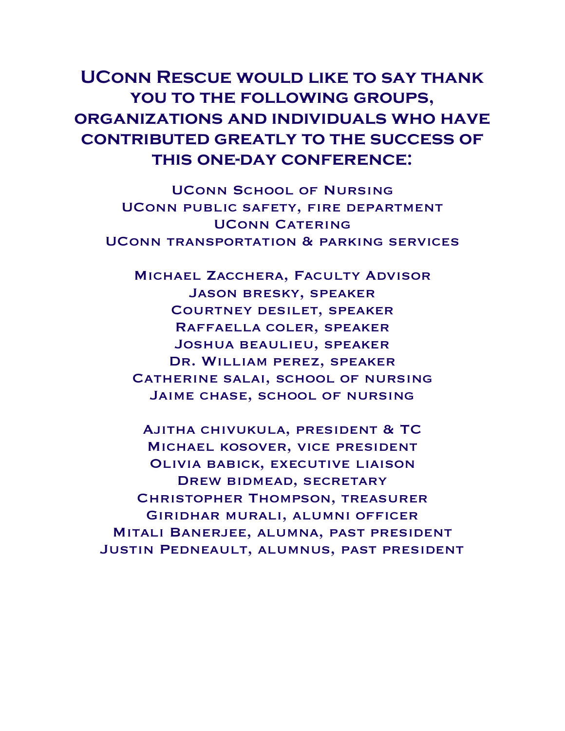## UConn Rescue would like to say thank you to the following groups, organizations and individuals who have contributed greatly to the success of this one-day conference:

UConn School of Nursing
UConn public safety, fire department
UConn Catering
UConn transportation & parking services

Michael Zacchera, Faculty Advisor
Jason bresky, speaker
Courtney desilet, speaker
Raffaella coler, speaker
Joshua beaulieu, speaker
Dr. William perez, speaker
Catherine salai, school of nursing
Jaime chase, school of nursing

Ajitha chivukula, president & TC
Michael kosover, vice president
Olivia babick, executive liaison
Drew bidmead, secretary
Christopher Thompson, treasurer
Giridhar murali, alumni officer
Mitali Banerjee, alumna, past president
Justin Pedneault, alumnus, past president